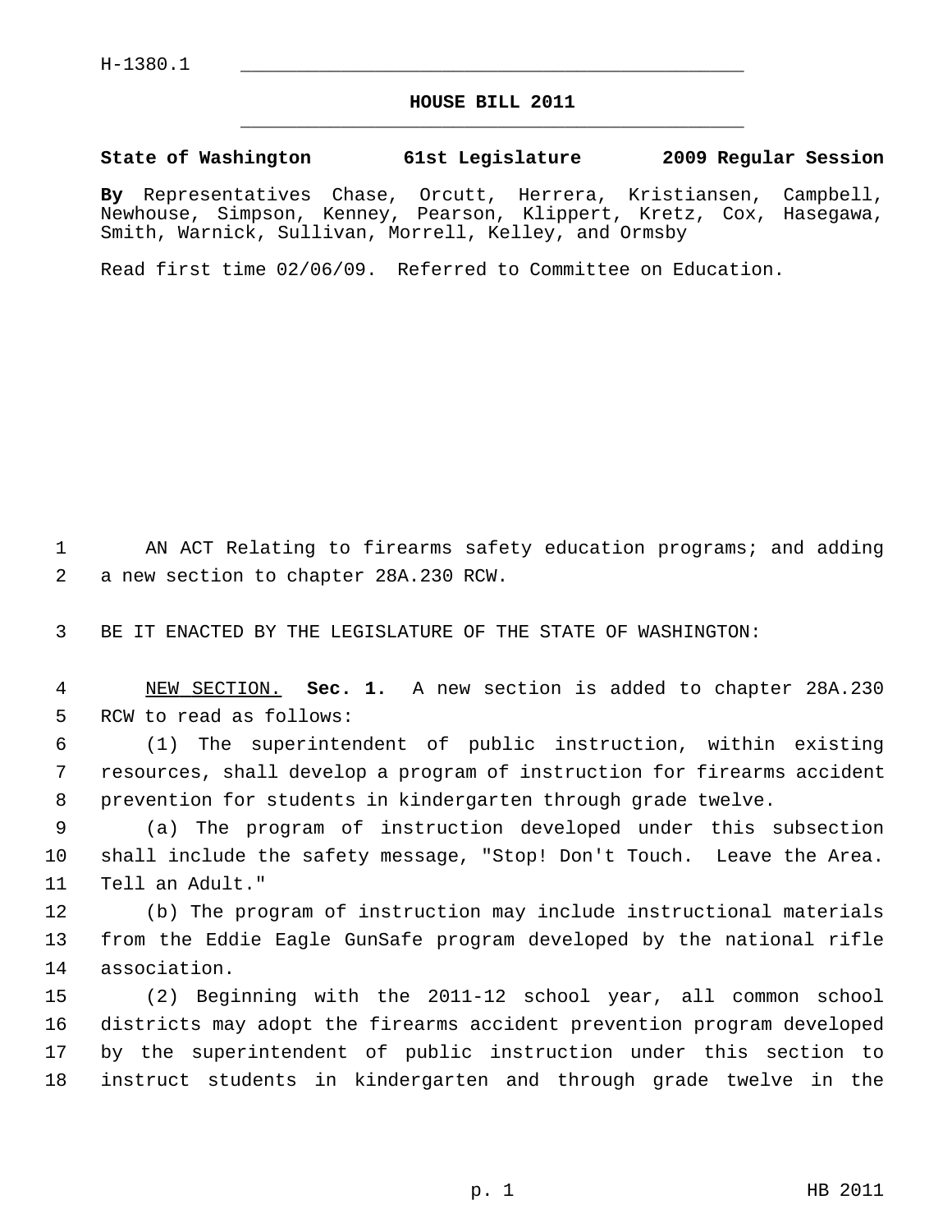H-1380.1

# HOUSE BILL 2011

**State of Washington 61st Legislature 2009 Regular Session**

**By** Representatives Chase, Orcutt, Herrera, Kristiansen, Campbell, Newhouse, Simpson, Kenney, Pearson, Klippert, Kretz, Cox, Hasegawa, Smith, Warnick, Sullivan, Morrell, Kelley, and Ormsby

Read first time 02/06/09. Referred to Committee on Education.

AN ACT Relating to firearms safety education programs; and adding a new section to chapter 28A.230 RCW.

BE IT ENACTED BY THE LEGISLATURE OF THE STATE OF WASHINGTON:

NEW SECTION. **Sec. 1.** A new section is added to chapter 28A.230 RCW to read as follows:

(1) The superintendent of public instruction, within existing resources, shall develop a program of instruction for firearms accident prevention for students in kindergarten through grade twelve.

(a) The program of instruction developed under this subsection shall include the safety message, "Stop! Don't Touch. Leave the Area. Tell an Adult."

(b) The program of instruction may include instructional materials from the Eddie Eagle GunSafe program developed by the national rifle association.

(2) Beginning with the 2011-12 school year, all common school districts may adopt the firearms accident prevention program developed by the superintendent of public instruction under this section to instruct students in kindergarten and through grade twelve in the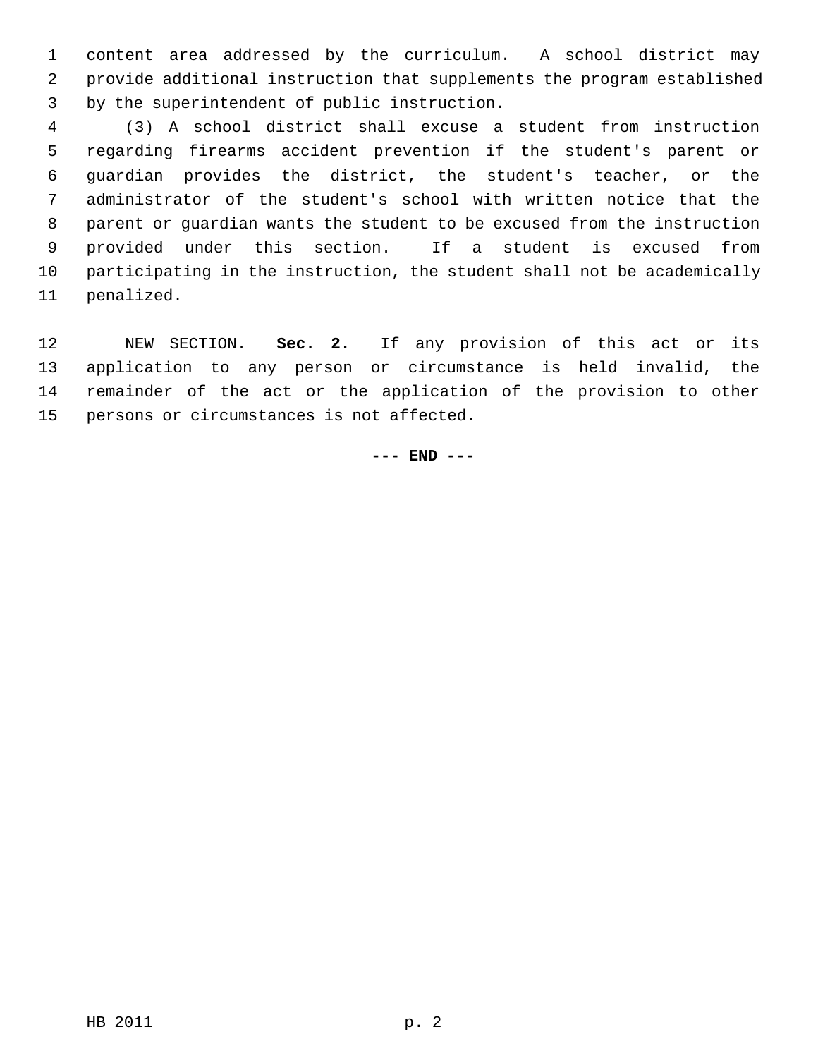content area addressed by the curriculum. A school district may provide additional instruction that supplements the program established by the superintendent of public instruction.

(3) A school district shall excuse a student from instruction regarding firearms accident prevention if the student's parent or guardian provides the district, the student's teacher, or the administrator of the student's school with written notice that the parent or guardian wants the student to be excused from the instruction provided under this section. If a student is excused from participating in the instruction, the student shall not be academically penalized.

NEW SECTION. **Sec. 2.** If any provision of this act or its application to any person or circumstance is held invalid, the remainder of the act or the application of the provision to other persons or circumstances is not affected.

**--- END ---**